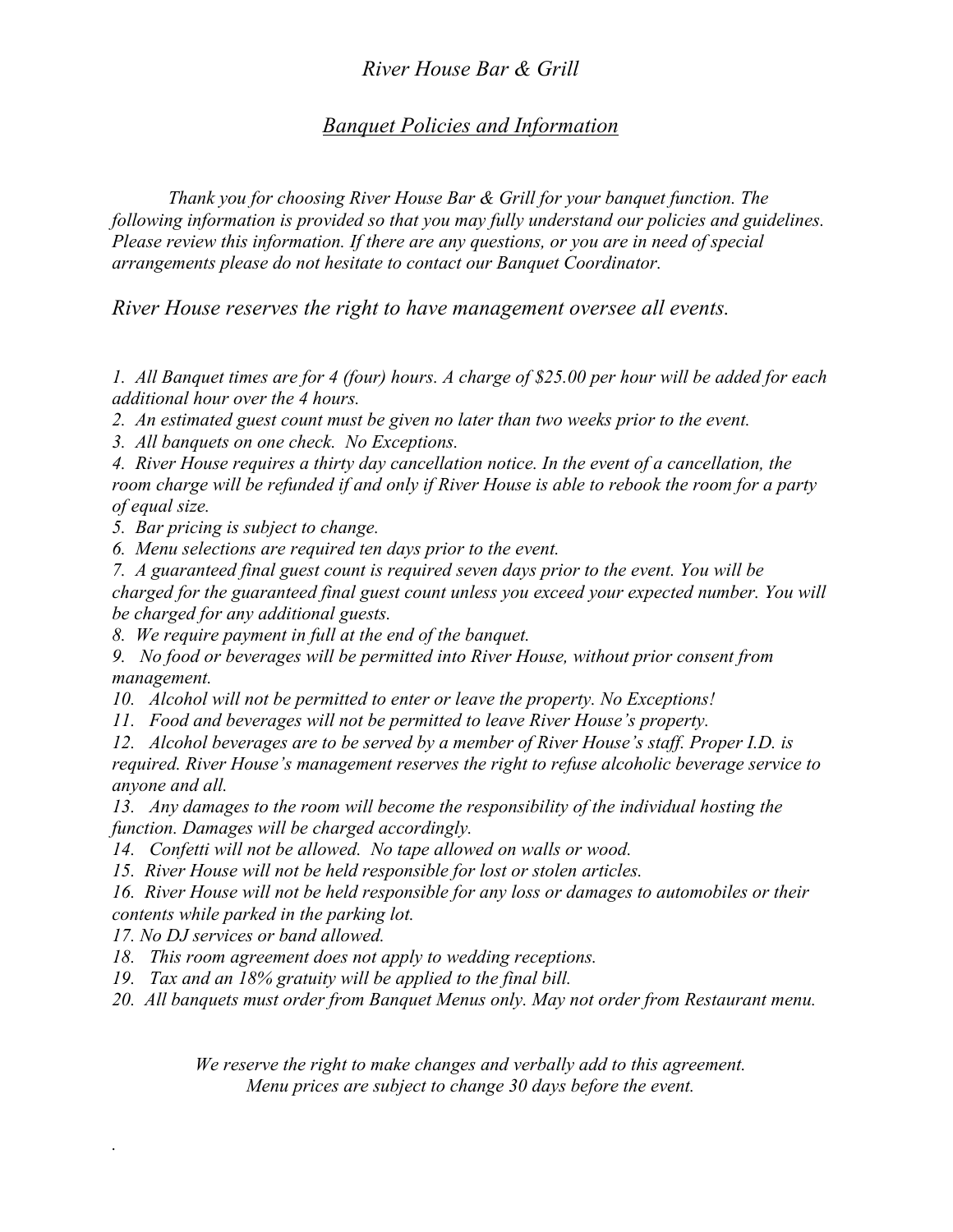# *River House Bar & Grill*

## *Banquet Policies and Information*

*Thank you for choosing River House Bar & Grill for your banquet function. The following information is provided so that you may fully understand our policies and guidelines. Please review this information. If there are any questions, or you are in need of special arrangements please do not hesitate to contact our Banquet Coordinator.*

*River House reserves the right to have management oversee all events.*

1. *All Banquet times are for 4 (four) hours. A charge of $25.00 per hour will be added for each additional hour over the 4 hours.*
2. *An estimated guest count must be given no later than two weeks prior to the event.*
3. *All banquets on one check. No Exceptions.*
4. *River House requires a thirty day cancellation notice. In the event of a cancellation, the room charge will be refunded if and only if River House is able to rebook the room for a party of equal size.*
5. *Bar pricing is subject to change.*
6. *Menu selections are required ten days prior to the event.*
7. *A guaranteed final guest count is required seven days prior to the event. You will be charged for the guaranteed final guest count unless you exceed your expected number. You will be charged for any additional guests.*
8. *We require payment in full at the end of the banquet.*
9. *No food or beverages will be permitted into River House, without prior consent from management.*
10. *Alcohol will not be permitted to enter or leave the property. No Exceptions!*
11. *Food and beverages will not be permitted to leave River House's property.*
12. *Alcohol beverages are to be served by a member of River House's staff. Proper I.D. is required. River House's management reserves the right to refuse alcoholic beverage service to anyone and all.*
13. *Any damages to the room will become the responsibility of the individual hosting the function. Damages will be charged accordingly.*
14. *Confetti will not be allowed. No tape allowed on walls or wood.*
15. *River House will not be held responsible for lost or stolen articles.*
16. *River House will not be held responsible for any loss or damages to automobiles or their contents while parked in the parking lot.*
17. *No DJ services or band allowed.*
18. *This room agreement does not apply to wedding receptions.*
19. *Tax and an 18% gratuity will be applied to the final bill.*
20. *All banquets must order from Banquet Menus only. May not order from Restaurant menu.*

*We reserve the right to make changes and verbally add to this agreement.*
*Menu prices are subject to change 30 days before the event.*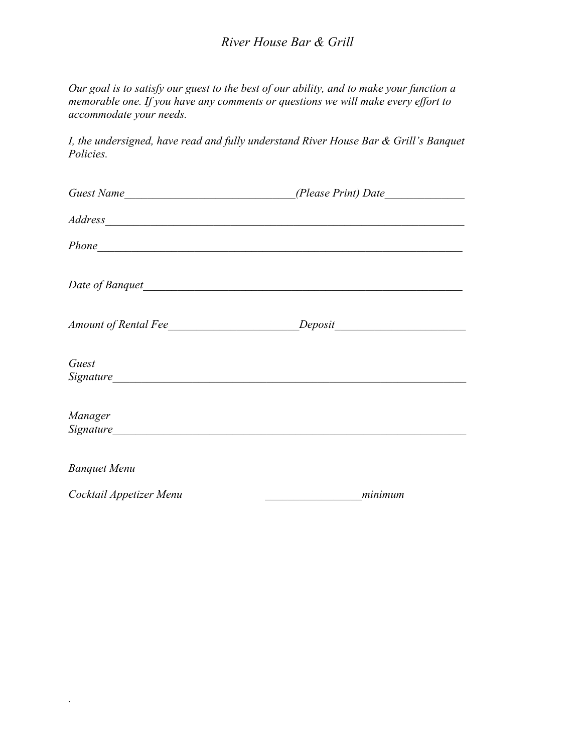*River House Bar & Grill*

*Our goal is to satisfy our guest to the best of our ability, and to make your function a memorable one. If you have any comments or questions we will make every effort to accommodate your needs.*

*I, the undersigned, have read and fully understand River House Bar & Grill's Banquet Policies.*

*Guest Name*______________________________*(Please Print) Date*______________

*Address*_______________________________________________________________

*Phone*________________________________________________________________

*Date of Banquet*_______________________________________________________

*Amount of Rental Fee*______________________*Deposit*______________________

*Guest Signature*_______________________________________________________

*Manager Signature*_____________________________________________________

*Banquet Menu*

*Cocktail Appetizer Menu* _________________*minimum*

.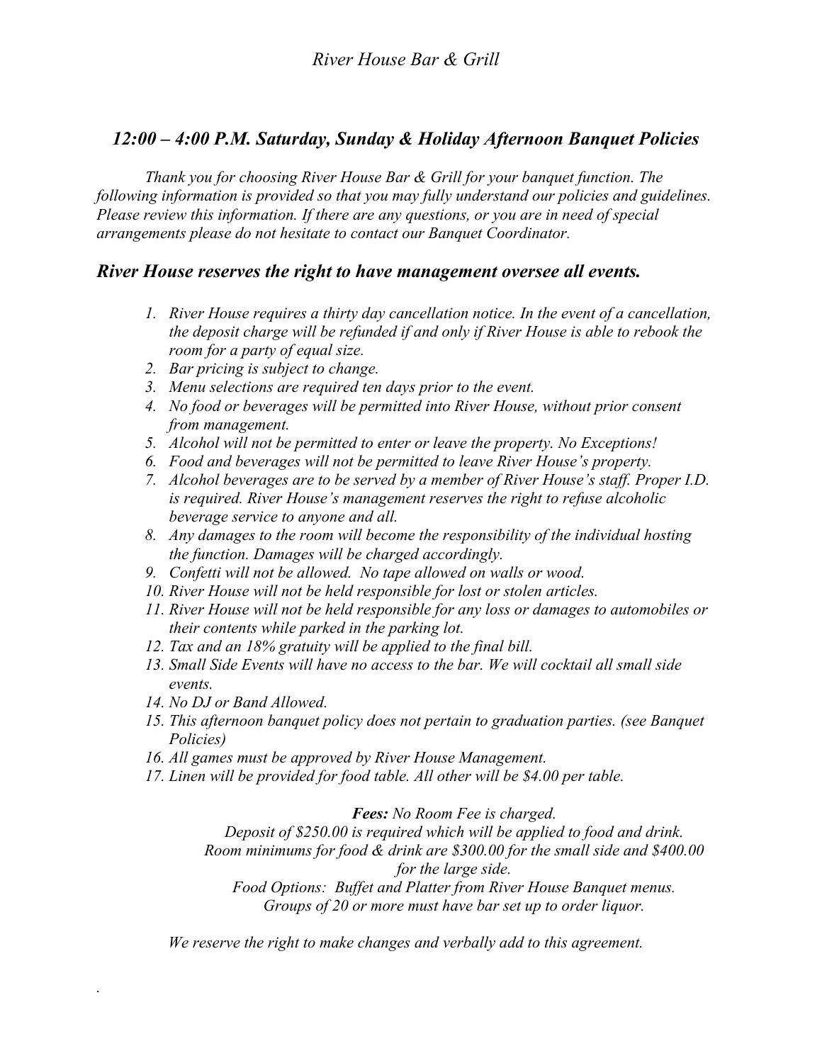*River House Bar & Grill*

## *12:00 – 4:00 P.M. Saturday, Sunday & Holiday Afternoon Banquet Policies*

*Thank you for choosing River House Bar & Grill for your banquet function. The following information is provided so that you may fully understand our policies and guidelines. Please review this information. If there are any questions, or you are in need of special arrangements please do not hesitate to contact our Banquet Coordinator.*

### *River House reserves the right to have management oversee all events.*

1. *River House requires a thirty day cancellation notice. In the event of a cancellation, the deposit charge will be refunded if and only if River House is able to rebook the room for a party of equal size.*
2. *Bar pricing is subject to change.*
3. *Menu selections are required ten days prior to the event.*
4. *No food or beverages will be permitted into River House, without prior consent from management.*
5. *Alcohol will not be permitted to enter or leave the property. No Exceptions!*
6. *Food and beverages will not be permitted to leave River House's property.*
7. *Alcohol beverages are to be served by a member of River House's staff. Proper I.D. is required. River House's management reserves the right to refuse alcoholic beverage service to anyone and all.*
8. *Any damages to the room will become the responsibility of the individual hosting the function. Damages will be charged accordingly.*
9. *Confetti will not be allowed. No tape allowed on walls or wood.*
10. *River House will not be held responsible for lost or stolen articles.*
11. *River House will not be held responsible for any loss or damages to automobiles or their contents while parked in the parking lot.*
12. *Tax and an 18% gratuity will be applied to the final bill.*
13. *Small Side Events will have no access to the bar. We will cocktail all small side events.*
14. *No DJ or Band Allowed.*
15. *This afternoon banquet policy does not pertain to graduation parties. (see Banquet Policies)*
16. *All games must be approved by River House Management.*
17. *Linen will be provided for food table. All other will be $4.00 per table.*

***Fees:*** *No Room Fee is charged.*
*Deposit of $250.00 is required which will be applied to food and drink.*
*Room minimums for food & drink are $300.00 for the small side and $400.00 for the large side.*
*Food Options: Buffet and Platter from River House Banquet menus.*
*Groups of 20 or more must have bar set up to order liquor.*

*We reserve the right to make changes and verbally add to this agreement.*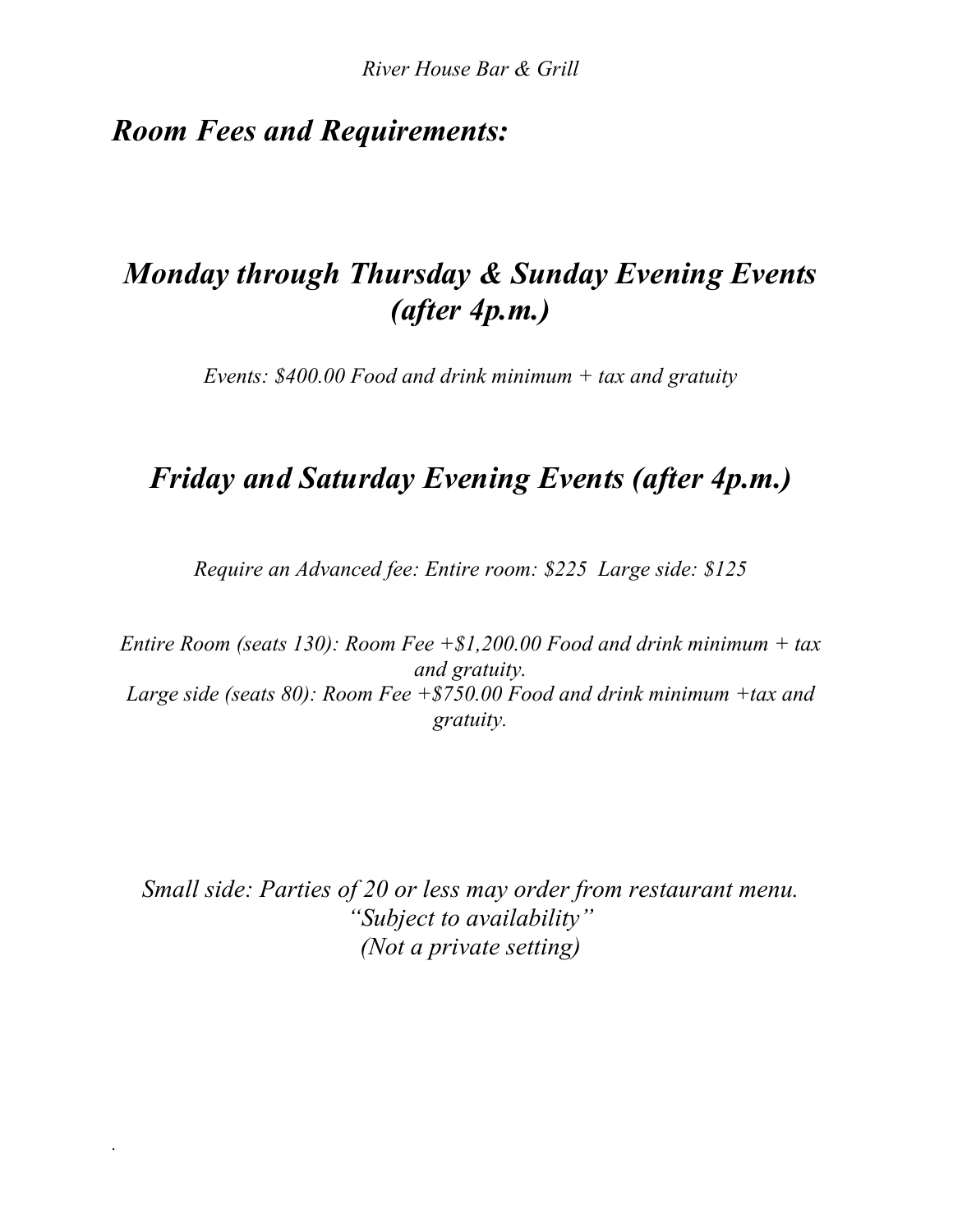*River House Bar & Grill*

# *Room Fees and Requirements:*

## *Monday through Thursday & Sunday Evening Events (after 4p.m.)*

*Events: $400.00 Food and drink minimum + tax and gratuity*

## *Friday and Saturday Evening Events (after 4p.m.)*

*Require an Advanced fee: Entire room: $225  Large side: $125*

*Entire Room (seats 130): Room Fee +$1,200.00 Food and drink minimum + tax and gratuity.*
*Large side (seats 80): Room Fee +$750.00 Food and drink minimum +tax and gratuity.*

*Small side: Parties of 20 or less may order from restaurant menu.*
*"Subject to availability"*
*(Not a private setting)*